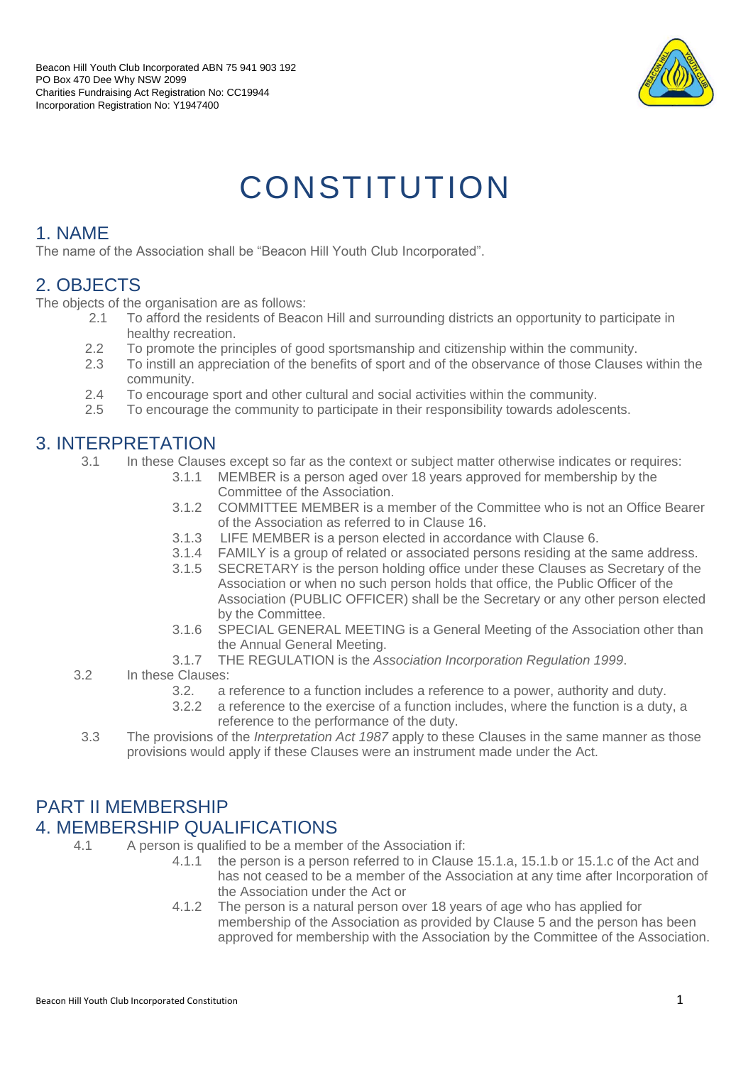Beacon Hill Youth Club Incorporated ABN 75 941 903 192
PO Box 470 Dee Why NSW 2099
Charities Fundraising Act Registration No: CC19944
Incorporation Registration No: Y1947400

# CONSTITUTION

## 1. NAME

The name of the Association shall be "Beacon Hill Youth Club Incorporated".

## 2. OBJECTS

The objects of the organisation are as follows:

2.1 To afford the residents of Beacon Hill and surrounding districts an opportunity to participate in healthy recreation.

2.2 To promote the principles of good sportsmanship and citizenship within the community.

2.3 To instill an appreciation of the benefits of sport and of the observance of those Clauses within the community.

2.4 To encourage sport and other cultural and social activities within the community.

2.5 To encourage the community to participate in their responsibility towards adolescents.

## 3. INTERPRETATION

3.1 In these Clauses except so far as the context or subject matter otherwise indicates or requires:

- 3.1.1 MEMBER is a person aged over 18 years approved for membership by the Committee of the Association.
- 3.1.2 COMMITTEE MEMBER is a member of the Committee who is not an Office Bearer of the Association as referred to in Clause 16.
- 3.1.3 LIFE MEMBER is a person elected in accordance with Clause 6.
- 3.1.4 FAMILY is a group of related or associated persons residing at the same address.
- 3.1.5 SECRETARY is the person holding office under these Clauses as Secretary of the Association or when no such person holds that office, the Public Officer of the Association (PUBLIC OFFICER) shall be the Secretary or any other person elected by the Committee.
- 3.1.6 SPECIAL GENERAL MEETING is a General Meeting of the Association other than the Annual General Meeting.
- 3.1.7 THE REGULATION is the *Association Incorporation Regulation 1999*.

3.2 In these Clauses:

- 3.2. a reference to a function includes a reference to a power, authority and duty.
- 3.2.2 a reference to the exercise of a function includes, where the function is a duty, a reference to the performance of the duty.

3.3 The provisions of the *Interpretation Act 1987* apply to these Clauses in the same manner as those provisions would apply if these Clauses were an instrument made under the Act.

## PART II MEMBERSHIP

## 4. MEMBERSHIP QUALIFICATIONS

4.1 A person is qualified to be a member of the Association if:

- 4.1.1 the person is a person referred to in Clause 15.1.a, 15.1.b or 15.1.c of the Act and has not ceased to be a member of the Association at any time after Incorporation of the Association under the Act or
- 4.1.2 The person is a natural person over 18 years of age who has applied for membership of the Association as provided by Clause 5 and the person has been approved for membership with the Association by the Committee of the Association.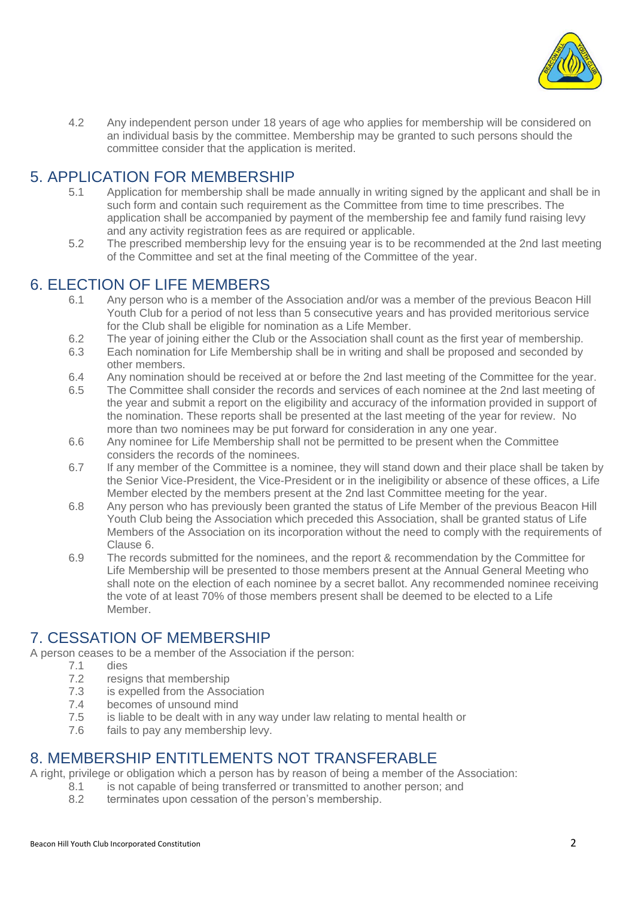4.2 Any independent person under 18 years of age who applies for membership will be considered on an individual basis by the committee. Membership may be granted to such persons should the committee consider that the application is merited.

## 5. APPLICATION FOR MEMBERSHIP

5.1 Application for membership shall be made annually in writing signed by the applicant and shall be in such form and contain such requirement as the Committee from time to time prescribes. The application shall be accompanied by payment of the membership fee and family fund raising levy and any activity registration fees as are required or applicable.

5.2 The prescribed membership levy for the ensuing year is to be recommended at the 2nd last meeting of the Committee and set at the final meeting of the Committee of the year.

## 6. ELECTION OF LIFE MEMBERS

6.1 Any person who is a member of the Association and/or was a member of the previous Beacon Hill Youth Club for a period of not less than 5 consecutive years and has provided meritorious service for the Club shall be eligible for nomination as a Life Member.

6.2 The year of joining either the Club or the Association shall count as the first year of membership.

6.3 Each nomination for Life Membership shall be in writing and shall be proposed and seconded by other members.

6.4 Any nomination should be received at or before the 2nd last meeting of the Committee for the year.

6.5 The Committee shall consider the records and services of each nominee at the 2nd last meeting of the year and submit a report on the eligibility and accuracy of the information provided in support of the nomination. These reports shall be presented at the last meeting of the year for review. No more than two nominees may be put forward for consideration in any one year.

6.6 Any nominee for Life Membership shall not be permitted to be present when the Committee considers the records of the nominees.

6.7 If any member of the Committee is a nominee, they will stand down and their place shall be taken by the Senior Vice-President, the Vice-President or in the ineligibility or absence of these offices, a Life Member elected by the members present at the 2nd last Committee meeting for the year.

6.8 Any person who has previously been granted the status of Life Member of the previous Beacon Hill Youth Club being the Association which preceded this Association, shall be granted status of Life Members of the Association on its incorporation without the need to comply with the requirements of Clause 6.

6.9 The records submitted for the nominees, and the report & recommendation by the Committee for Life Membership will be presented to those members present at the Annual General Meeting who shall note on the election of each nominee by a secret ballot. Any recommended nominee receiving the vote of at least 70% of those members present shall be deemed to be elected to a Life Member.

## 7. CESSATION OF MEMBERSHIP

A person ceases to be a member of the Association if the person:

7.1 dies

7.2 resigns that membership

7.3 is expelled from the Association

7.4 becomes of unsound mind

7.5 is liable to be dealt with in any way under law relating to mental health or

7.6 fails to pay any membership levy.

## 8. MEMBERSHIP ENTITLEMENTS NOT TRANSFERABLE

A right, privilege or obligation which a person has by reason of being a member of the Association:

8.1 is not capable of being transferred or transmitted to another person; and

8.2 terminates upon cessation of the person's membership.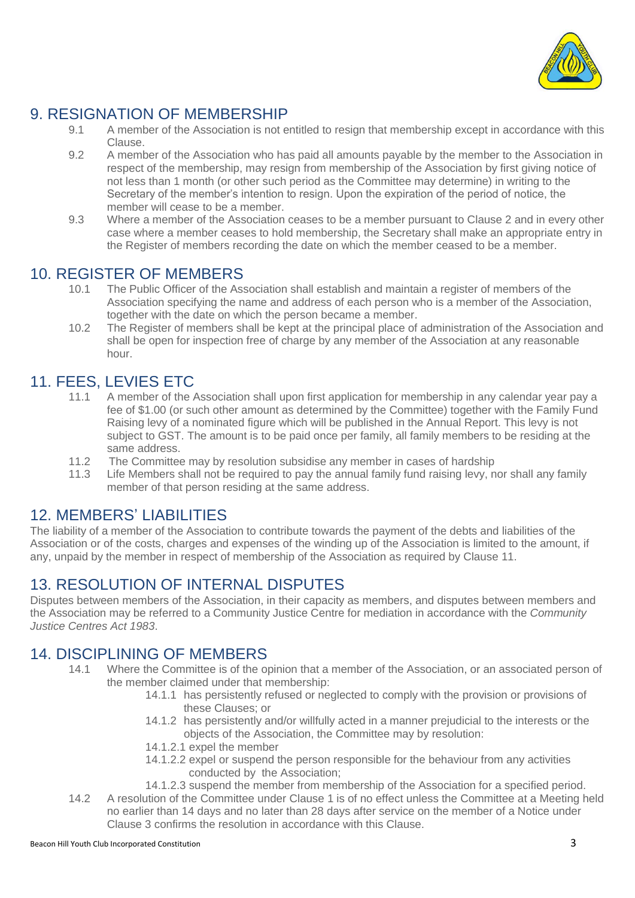## 9. RESIGNATION OF MEMBERSHIP

9.1 A member of the Association is not entitled to resign that membership except in accordance with this Clause.

9.2 A member of the Association who has paid all amounts payable by the member to the Association in respect of the membership, may resign from membership of the Association by first giving notice of not less than 1 month (or other such period as the Committee may determine) in writing to the Secretary of the member's intention to resign. Upon the expiration of the period of notice, the member will cease to be a member.

9.3 Where a member of the Association ceases to be a member pursuant to Clause 2 and in every other case where a member ceases to hold membership, the Secretary shall make an appropriate entry in the Register of members recording the date on which the member ceased to be a member.

## 10. REGISTER OF MEMBERS

10.1 The Public Officer of the Association shall establish and maintain a register of members of the Association specifying the name and address of each person who is a member of the Association, together with the date on which the person became a member.

10.2 The Register of members shall be kept at the principal place of administration of the Association and shall be open for inspection free of charge by any member of the Association at any reasonable hour.

## 11. FEES, LEVIES ETC

11.1 A member of the Association shall upon first application for membership in any calendar year pay a fee of $1.00 (or such other amount as determined by the Committee) together with the Family Fund Raising levy of a nominated figure which will be published in the Annual Report. This levy is not subject to GST. The amount is to be paid once per family, all family members to be residing at the same address.

11.2 The Committee may by resolution subsidise any member in cases of hardship

11.3 Life Members shall not be required to pay the annual family fund raising levy, nor shall any family member of that person residing at the same address.

## 12. MEMBERS' LIABILITIES

The liability of a member of the Association to contribute towards the payment of the debts and liabilities of the Association or of the costs, charges and expenses of the winding up of the Association is limited to the amount, if any, unpaid by the member in respect of membership of the Association as required by Clause 11.

## 13. RESOLUTION OF INTERNAL DISPUTES

Disputes between members of the Association, in their capacity as members, and disputes between members and the Association may be referred to a Community Justice Centre for mediation in accordance with the *Community Justice Centres Act 1983*.

## 14. DISCIPLINING OF MEMBERS

14.1 Where the Committee is of the opinion that a member of the Association, or an associated person of the member claimed under that membership:

- 14.1.1 has persistently refused or neglected to comply with the provision or provisions of these Clauses; or
- 14.1.2 has persistently and/or willfully acted in a manner prejudicial to the interests or the objects of the Association, the Committee may by resolution:
- 14.1.2.1 expel the member
- 14.1.2.2 expel or suspend the person responsible for the behaviour from any activities conducted by the Association;
- 14.1.2.3 suspend the member from membership of the Association for a specified period.

14.2 A resolution of the Committee under Clause 1 is of no effect unless the Committee at a Meeting held no earlier than 14 days and no later than 28 days after service on the member of a Notice under Clause 3 confirms the resolution in accordance with this Clause.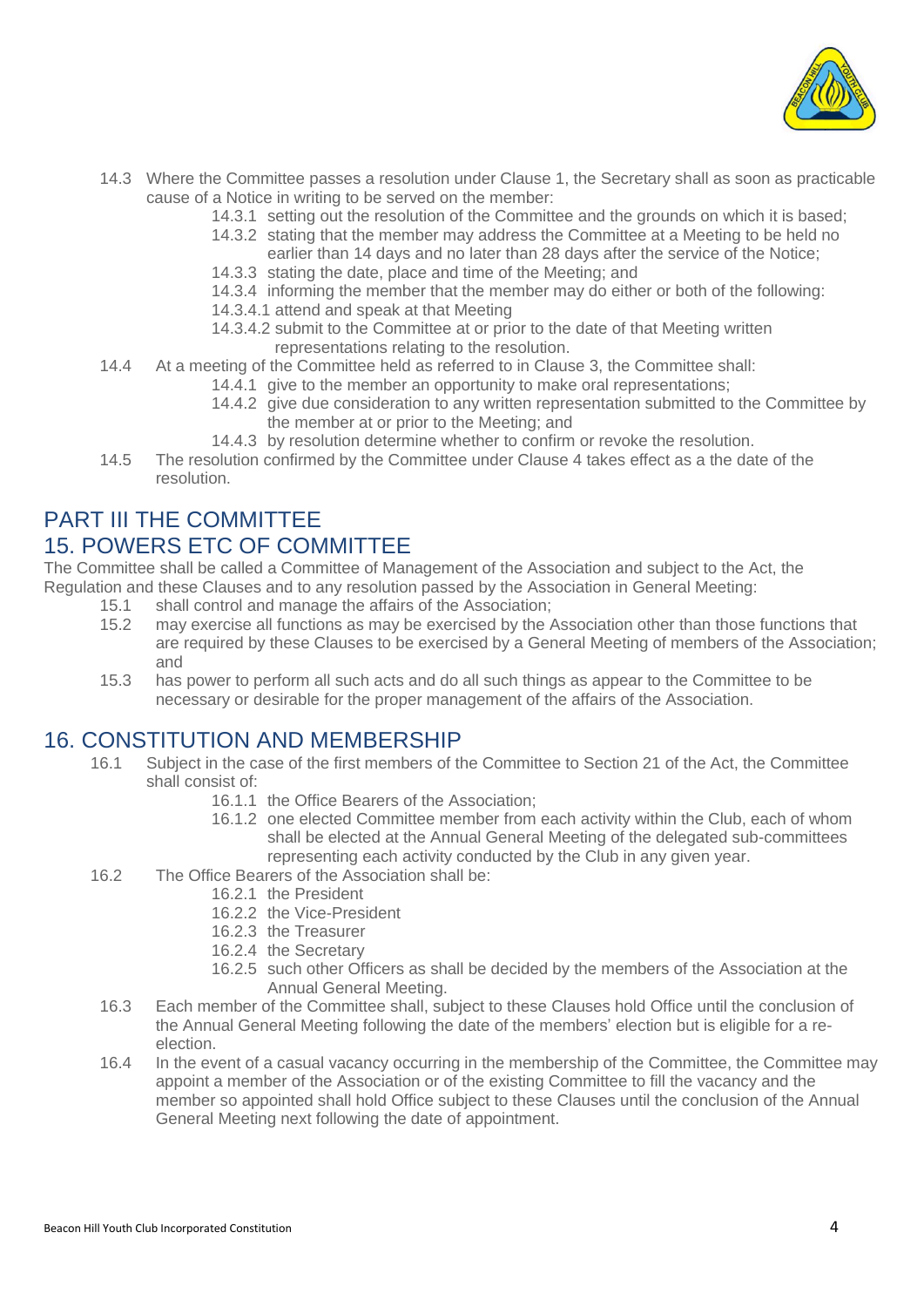14.3 Where the Committee passes a resolution under Clause 1, the Secretary shall as soon as practicable cause of a Notice in writing to be served on the member:

- 14.3.1 setting out the resolution of the Committee and the grounds on which it is based;
- 14.3.2 stating that the member may address the Committee at a Meeting to be held no earlier than 14 days and no later than 28 days after the service of the Notice;
- 14.3.3 stating the date, place and time of the Meeting; and
- 14.3.4 informing the member that the member may do either or both of the following:
- 14.3.4.1 attend and speak at that Meeting
- 14.3.4.2 submit to the Committee at or prior to the date of that Meeting written representations relating to the resolution.

14.4 At a meeting of the Committee held as referred to in Clause 3, the Committee shall:

- 14.4.1 give to the member an opportunity to make oral representations;
- 14.4.2 give due consideration to any written representation submitted to the Committee by the member at or prior to the Meeting; and
- 14.4.3 by resolution determine whether to confirm or revoke the resolution.

14.5 The resolution confirmed by the Committee under Clause 4 takes effect as a the date of the resolution.

# PART III THE COMMITTEE

## 15. POWERS ETC OF COMMITTEE

The Committee shall be called a Committee of Management of the Association and subject to the Act, the Regulation and these Clauses and to any resolution passed by the Association in General Meeting:

- 15.1 shall control and manage the affairs of the Association;
- 15.2 may exercise all functions as may be exercised by the Association other than those functions that are required by these Clauses to be exercised by a General Meeting of members of the Association; and
- 15.3 has power to perform all such acts and do all such things as appear to the Committee to be necessary or desirable for the proper management of the affairs of the Association.

## 16. CONSTITUTION AND MEMBERSHIP

16.1 Subject in the case of the first members of the Committee to Section 21 of the Act, the Committee shall consist of:

- 16.1.1 the Office Bearers of the Association;
- 16.1.2 one elected Committee member from each activity within the Club, each of whom shall be elected at the Annual General Meeting of the delegated sub-committees representing each activity conducted by the Club in any given year.

16.2 The Office Bearers of the Association shall be:

- 16.2.1 the President
- 16.2.2 the Vice-President
- 16.2.3 the Treasurer
- 16.2.4 the Secretary
- 16.2.5 such other Officers as shall be decided by the members of the Association at the Annual General Meeting.

16.3 Each member of the Committee shall, subject to these Clauses hold Office until the conclusion of the Annual General Meeting following the date of the members' election but is eligible for a re-election.

16.4 In the event of a casual vacancy occurring in the membership of the Committee, the Committee may appoint a member of the Association or of the existing Committee to fill the vacancy and the member so appointed shall hold Office subject to these Clauses until the conclusion of the Annual General Meeting next following the date of appointment.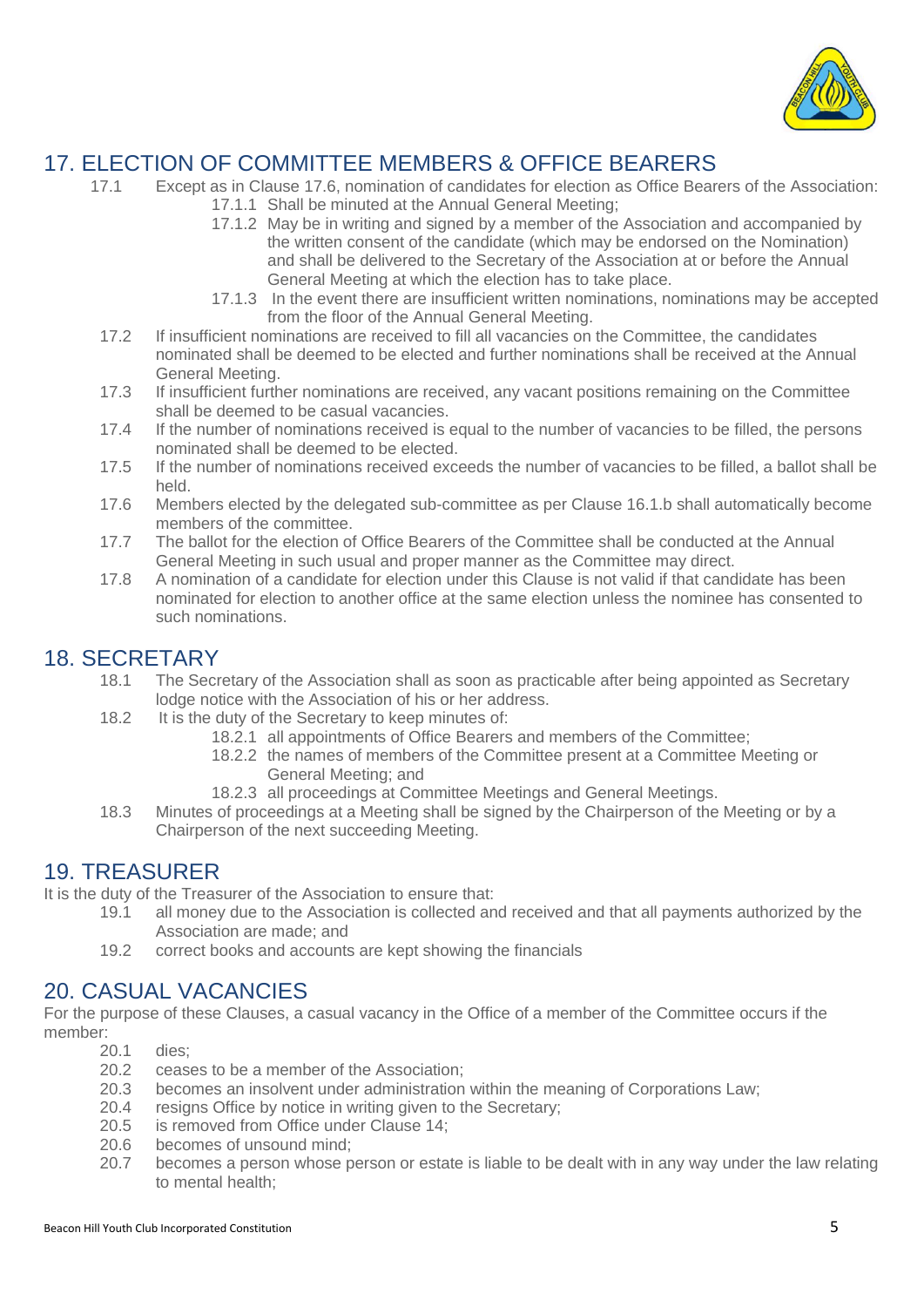## 17. ELECTION OF COMMITTEE MEMBERS & OFFICE BEARERS

17.1 Except as in Clause 17.6, nomination of candidates for election as Office Bearers of the Association:

- 17.1.1 Shall be minuted at the Annual General Meeting;
- 17.1.2 May be in writing and signed by a member of the Association and accompanied by the written consent of the candidate (which may be endorsed on the Nomination) and shall be delivered to the Secretary of the Association at or before the Annual General Meeting at which the election has to take place.
- 17.1.3 In the event there are insufficient written nominations, nominations may be accepted from the floor of the Annual General Meeting.

17.2 If insufficient nominations are received to fill all vacancies on the Committee, the candidates nominated shall be deemed to be elected and further nominations shall be received at the Annual General Meeting.

17.3 If insufficient further nominations are received, any vacant positions remaining on the Committee shall be deemed to be casual vacancies.

17.4 If the number of nominations received is equal to the number of vacancies to be filled, the persons nominated shall be deemed to be elected.

17.5 If the number of nominations received exceeds the number of vacancies to be filled, a ballot shall be held.

17.6 Members elected by the delegated sub-committee as per Clause 16.1.b shall automatically become members of the committee.

17.7 The ballot for the election of Office Bearers of the Committee shall be conducted at the Annual General Meeting in such usual and proper manner as the Committee may direct.

17.8 A nomination of a candidate for election under this Clause is not valid if that candidate has been nominated for election to another office at the same election unless the nominee has consented to such nominations.

## 18. SECRETARY

18.1 The Secretary of the Association shall as soon as practicable after being appointed as Secretary lodge notice with the Association of his or her address.

18.2 It is the duty of the Secretary to keep minutes of:

- 18.2.1 all appointments of Office Bearers and members of the Committee;
- 18.2.2 the names of members of the Committee present at a Committee Meeting or General Meeting; and
- 18.2.3 all proceedings at Committee Meetings and General Meetings.

18.3 Minutes of proceedings at a Meeting shall be signed by the Chairperson of the Meeting or by a Chairperson of the next succeeding Meeting.

## 19. TREASURER

It is the duty of the Treasurer of the Association to ensure that:

19.1 all money due to the Association is collected and received and that all payments authorized by the Association are made; and

19.2 correct books and accounts are kept showing the financials

## 20. CASUAL VACANCIES

For the purpose of these Clauses, a casual vacancy in the Office of a member of the Committee occurs if the member:

20.1 dies;

20.2 ceases to be a member of the Association;

20.3 becomes an insolvent under administration within the meaning of Corporations Law;

20.4 resigns Office by notice in writing given to the Secretary;

20.5 is removed from Office under Clause 14;

20.6 becomes of unsound mind;

20.7 becomes a person whose person or estate is liable to be dealt with in any way under the law relating to mental health;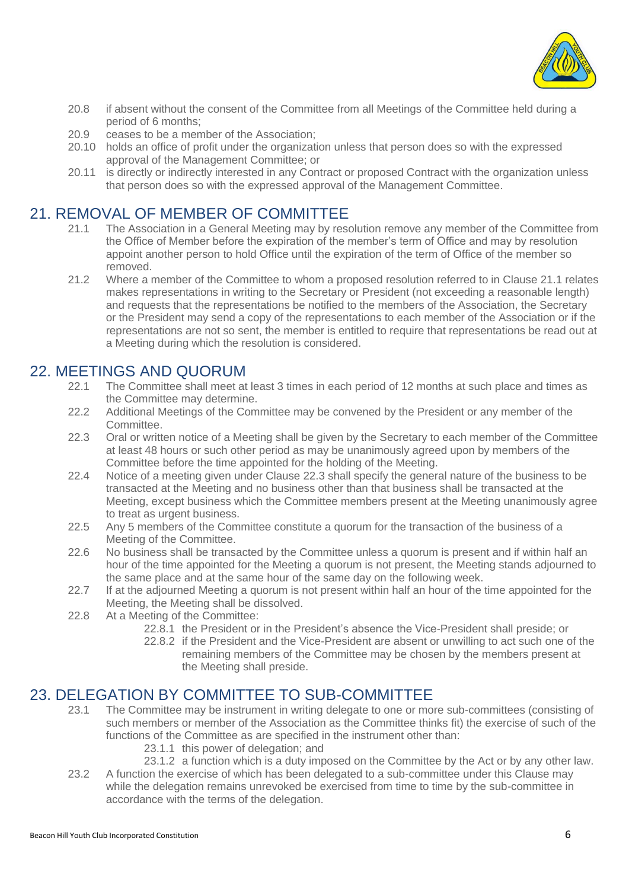20.8 if absent without the consent of the Committee from all Meetings of the Committee held during a period of 6 months;

20.9 ceases to be a member of the Association;

20.10 holds an office of profit under the organization unless that person does so with the expressed approval of the Management Committee; or

20.11 is directly or indirectly interested in any Contract or proposed Contract with the organization unless that person does so with the expressed approval of the Management Committee.

## 21. REMOVAL OF MEMBER OF COMMITTEE

21.1 The Association in a General Meeting may by resolution remove any member of the Committee from the Office of Member before the expiration of the member's term of Office and may by resolution appoint another person to hold Office until the expiration of the term of Office of the member so removed.

21.2 Where a member of the Committee to whom a proposed resolution referred to in Clause 21.1 relates makes representations in writing to the Secretary or President (not exceeding a reasonable length) and requests that the representations be notified to the members of the Association, the Secretary or the President may send a copy of the representations to each member of the Association or if the representations are not so sent, the member is entitled to require that representations be read out at a Meeting during which the resolution is considered.

## 22. MEETINGS AND QUORUM

22.1 The Committee shall meet at least 3 times in each period of 12 months at such place and times as the Committee may determine.

22.2 Additional Meetings of the Committee may be convened by the President or any member of the Committee.

22.3 Oral or written notice of a Meeting shall be given by the Secretary to each member of the Committee at least 48 hours or such other period as may be unanimously agreed upon by members of the Committee before the time appointed for the holding of the Meeting.

22.4 Notice of a meeting given under Clause 22.3 shall specify the general nature of the business to be transacted at the Meeting and no business other than that business shall be transacted at the Meeting, except business which the Committee members present at the Meeting unanimously agree to treat as urgent business.

22.5 Any 5 members of the Committee constitute a quorum for the transaction of the business of a Meeting of the Committee.

22.6 No business shall be transacted by the Committee unless a quorum is present and if within half an hour of the time appointed for the Meeting a quorum is not present, the Meeting stands adjourned to the same place and at the same hour of the same day on the following week.

22.7 If at the adjourned Meeting a quorum is not present within half an hour of the time appointed for the Meeting, the Meeting shall be dissolved.

22.8 At a Meeting of the Committee:

- 22.8.1 the President or in the President's absence the Vice-President shall preside; or
- 22.8.2 if the President and the Vice-President are absent or unwilling to act such one of the remaining members of the Committee may be chosen by the members present at the Meeting shall preside.

## 23. DELEGATION BY COMMITTEE TO SUB-COMMITTEE

23.1 The Committee may be instrument in writing delegate to one or more sub-committees (consisting of such members or member of the Association as the Committee thinks fit) the exercise of such of the functions of the Committee as are specified in the instrument other than:

- 23.1.1 this power of delegation; and
- 23.1.2 a function which is a duty imposed on the Committee by the Act or by any other law.

23.2 A function the exercise of which has been delegated to a sub-committee under this Clause may while the delegation remains unrevoked be exercised from time to time by the sub-committee in accordance with the terms of the delegation.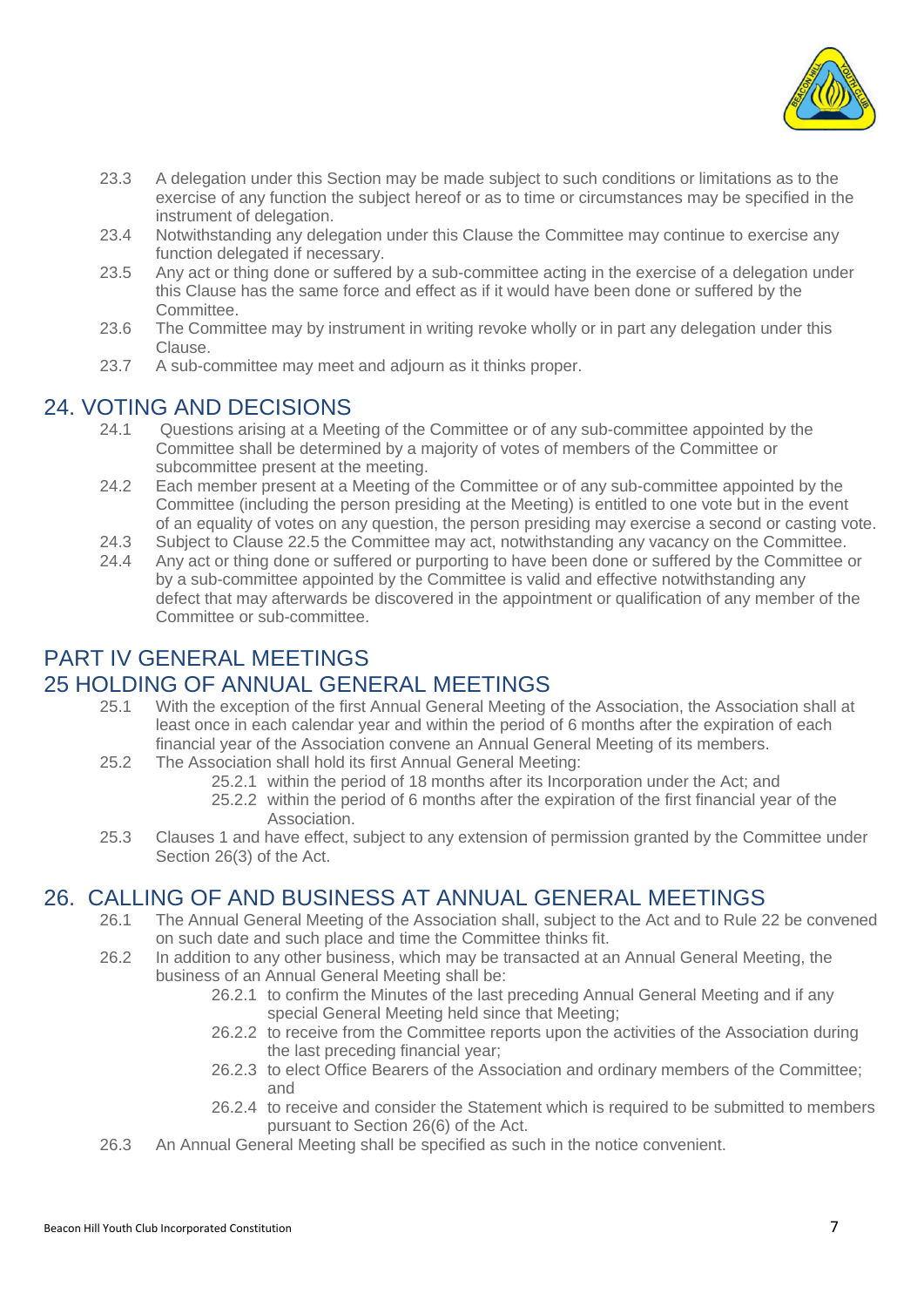23.3 A delegation under this Section may be made subject to such conditions or limitations as to the exercise of any function the subject hereof or as to time or circumstances may be specified in the instrument of delegation.

23.4 Notwithstanding any delegation under this Clause the Committee may continue to exercise any function delegated if necessary.

23.5 Any act or thing done or suffered by a sub-committee acting in the exercise of a delegation under this Clause has the same force and effect as if it would have been done or suffered by the Committee.

23.6 The Committee may by instrument in writing revoke wholly or in part any delegation under this Clause.

23.7 A sub-committee may meet and adjourn as it thinks proper.

## 24. VOTING AND DECISIONS

24.1 Questions arising at a Meeting of the Committee or of any sub-committee appointed by the Committee shall be determined by a majority of votes of members of the Committee or subcommittee present at the meeting.

24.2 Each member present at a Meeting of the Committee or of any sub-committee appointed by the Committee (including the person presiding at the Meeting) is entitled to one vote but in the event of an equality of votes on any question, the person presiding may exercise a second or casting vote.

24.3 Subject to Clause 22.5 the Committee may act, notwithstanding any vacancy on the Committee.

24.4 Any act or thing done or suffered or purporting to have been done or suffered by the Committee or by a sub-committee appointed by the Committee is valid and effective notwithstanding any defect that may afterwards be discovered in the appointment or qualification of any member of the Committee or sub-committee.

# PART IV GENERAL MEETINGS

## 25 HOLDING OF ANNUAL GENERAL MEETINGS

25.1 With the exception of the first Annual General Meeting of the Association, the Association shall at least once in each calendar year and within the period of 6 months after the expiration of each financial year of the Association convene an Annual General Meeting of its members.

25.2 The Association shall hold its first Annual General Meeting:

- 25.2.1 within the period of 18 months after its Incorporation under the Act; and
- 25.2.2 within the period of 6 months after the expiration of the first financial year of the Association.

25.3 Clauses 1 and have effect, subject to any extension of permission granted by the Committee under Section 26(3) of the Act.

## 26. CALLING OF AND BUSINESS AT ANNUAL GENERAL MEETINGS

26.1 The Annual General Meeting of the Association shall, subject to the Act and to Rule 22 be convened on such date and such place and time the Committee thinks fit.

26.2 In addition to any other business, which may be transacted at an Annual General Meeting, the business of an Annual General Meeting shall be:

- 26.2.1 to confirm the Minutes of the last preceding Annual General Meeting and if any special General Meeting held since that Meeting;
- 26.2.2 to receive from the Committee reports upon the activities of the Association during the last preceding financial year;
- 26.2.3 to elect Office Bearers of the Association and ordinary members of the Committee; and
- 26.2.4 to receive and consider the Statement which is required to be submitted to members pursuant to Section 26(6) of the Act.

26.3 An Annual General Meeting shall be specified as such in the notice convenient.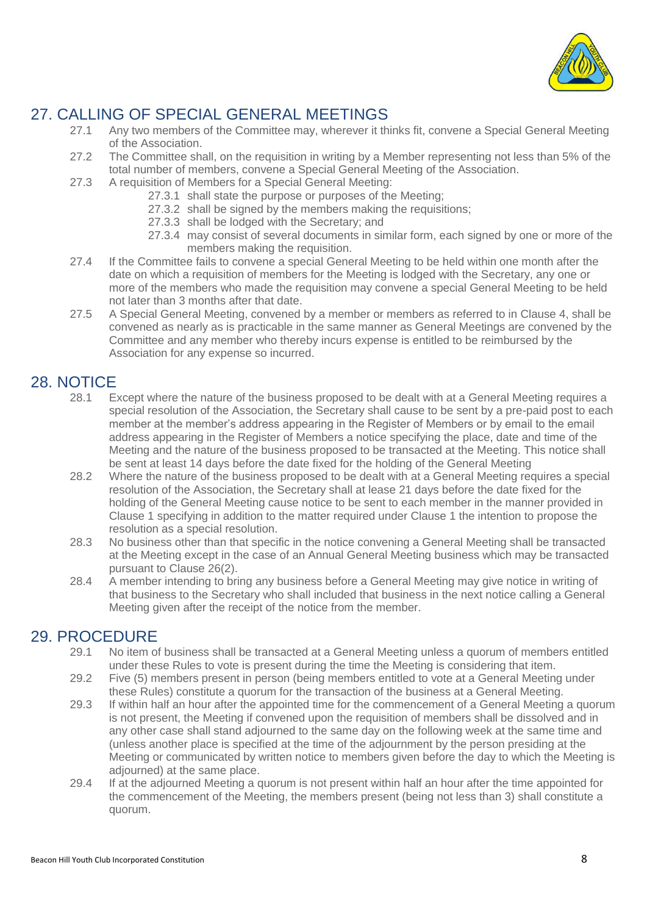## 27. CALLING OF SPECIAL GENERAL MEETINGS

27.1 Any two members of the Committee may, wherever it thinks fit, convene a Special General Meeting of the Association.

27.2 The Committee shall, on the requisition in writing by a Member representing not less than 5% of the total number of members, convene a Special General Meeting of the Association.

27.3 A requisition of Members for a Special General Meeting:

- 27.3.1 shall state the purpose or purposes of the Meeting;
- 27.3.2 shall be signed by the members making the requisitions;
- 27.3.3 shall be lodged with the Secretary; and
- 27.3.4 may consist of several documents in similar form, each signed by one or more of the members making the requisition.

27.4 If the Committee fails to convene a special General Meeting to be held within one month after the date on which a requisition of members for the Meeting is lodged with the Secretary, any one or more of the members who made the requisition may convene a special General Meeting to be held not later than 3 months after that date.

27.5 A Special General Meeting, convened by a member or members as referred to in Clause 4, shall be convened as nearly as is practicable in the same manner as General Meetings are convened by the Committee and any member who thereby incurs expense is entitled to be reimbursed by the Association for any expense so incurred.

## 28. NOTICE

28.1 Except where the nature of the business proposed to be dealt with at a General Meeting requires a special resolution of the Association, the Secretary shall cause to be sent by a pre-paid post to each member at the member's address appearing in the Register of Members or by email to the email address appearing in the Register of Members a notice specifying the place, date and time of the Meeting and the nature of the business proposed to be transacted at the Meeting. This notice shall be sent at least 14 days before the date fixed for the holding of the General Meeting

28.2 Where the nature of the business proposed to be dealt with at a General Meeting requires a special resolution of the Association, the Secretary shall at lease 21 days before the date fixed for the holding of the General Meeting cause notice to be sent to each member in the manner provided in Clause 1 specifying in addition to the matter required under Clause 1 the intention to propose the resolution as a special resolution.

28.3 No business other than that specific in the notice convening a General Meeting shall be transacted at the Meeting except in the case of an Annual General Meeting business which may be transacted pursuant to Clause 26(2).

28.4 A member intending to bring any business before a General Meeting may give notice in writing of that business to the Secretary who shall included that business in the next notice calling a General Meeting given after the receipt of the notice from the member.

## 29. PROCEDURE

29.1 No item of business shall be transacted at a General Meeting unless a quorum of members entitled under these Rules to vote is present during the time the Meeting is considering that item.

29.2 Five (5) members present in person (being members entitled to vote at a General Meeting under these Rules) constitute a quorum for the transaction of the business at a General Meeting.

29.3 If within half an hour after the appointed time for the commencement of a General Meeting a quorum is not present, the Meeting if convened upon the requisition of members shall be dissolved and in any other case shall stand adjourned to the same day on the following week at the same time and (unless another place is specified at the time of the adjournment by the person presiding at the Meeting or communicated by written notice to members given before the day to which the Meeting is adjourned) at the same place.

29.4 If at the adjourned Meeting a quorum is not present within half an hour after the time appointed for the commencement of the Meeting, the members present (being not less than 3) shall constitute a quorum.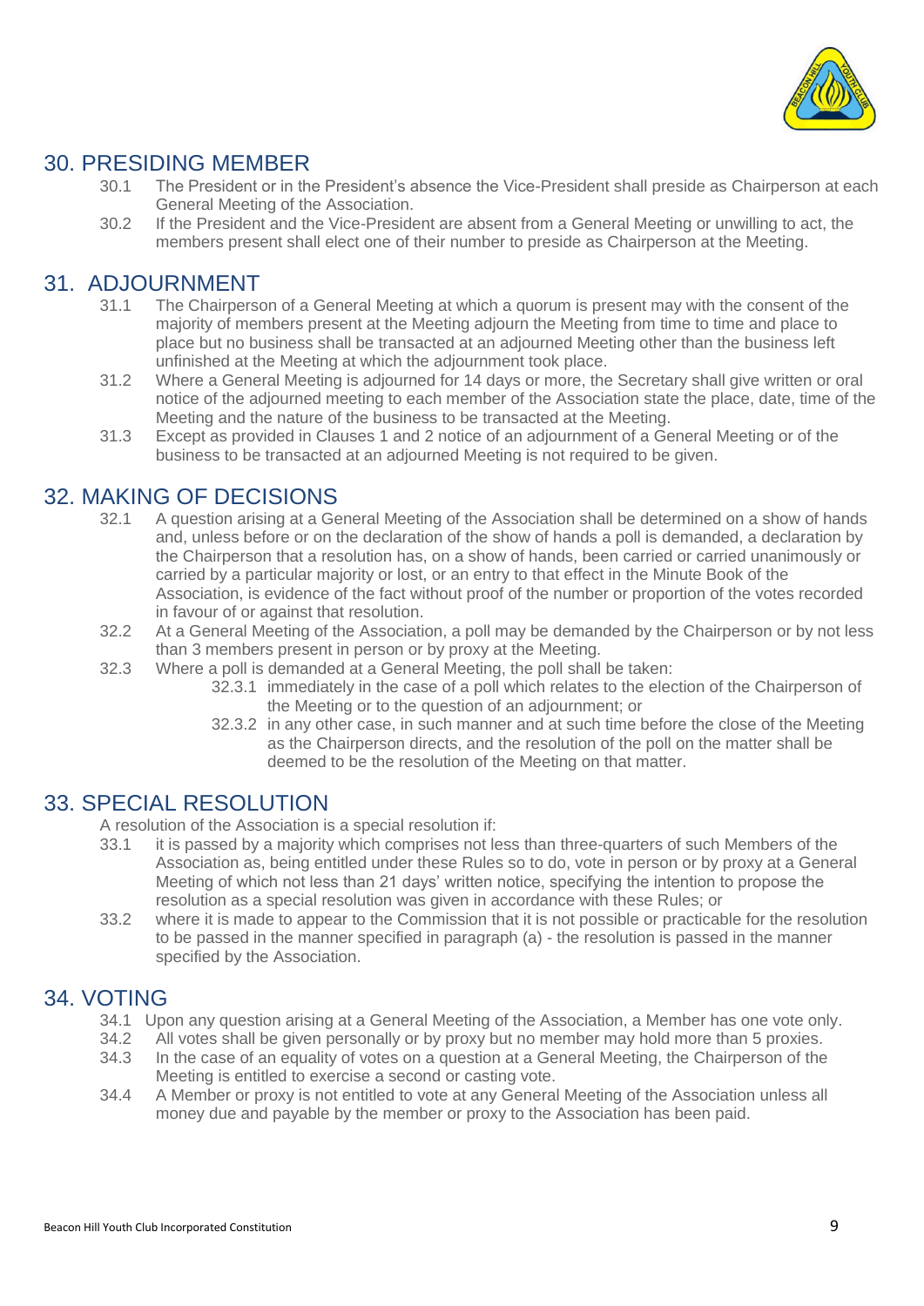## 30. PRESIDING MEMBER

30.1 The President or in the President's absence the Vice-President shall preside as Chairperson at each General Meeting of the Association.

30.2 If the President and the Vice-President are absent from a General Meeting or unwilling to act, the members present shall elect one of their number to preside as Chairperson at the Meeting.

## 31. ADJOURNMENT

31.1 The Chairperson of a General Meeting at which a quorum is present may with the consent of the majority of members present at the Meeting adjourn the Meeting from time to time and place to place but no business shall be transacted at an adjourned Meeting other than the business left unfinished at the Meeting at which the adjournment took place.

31.2 Where a General Meeting is adjourned for 14 days or more, the Secretary shall give written or oral notice of the adjourned meeting to each member of the Association state the place, date, time of the Meeting and the nature of the business to be transacted at the Meeting.

31.3 Except as provided in Clauses 1 and 2 notice of an adjournment of a General Meeting or of the business to be transacted at an adjourned Meeting is not required to be given.

## 32. MAKING OF DECISIONS

32.1 A question arising at a General Meeting of the Association shall be determined on a show of hands and, unless before or on the declaration of the show of hands a poll is demanded, a declaration by the Chairperson that a resolution has, on a show of hands, been carried or carried unanimously or carried by a particular majority or lost, or an entry to that effect in the Minute Book of the Association, is evidence of the fact without proof of the number or proportion of the votes recorded in favour of or against that resolution.

32.2 At a General Meeting of the Association, a poll may be demanded by the Chairperson or by not less than 3 members present in person or by proxy at the Meeting.

32.3 Where a poll is demanded at a General Meeting, the poll shall be taken:

- 32.3.1 immediately in the case of a poll which relates to the election of the Chairperson of the Meeting or to the question of an adjournment; or
- 32.3.2 in any other case, in such manner and at such time before the close of the Meeting as the Chairperson directs, and the resolution of the poll on the matter shall be deemed to be the resolution of the Meeting on that matter.

## 33. SPECIAL RESOLUTION

A resolution of the Association is a special resolution if:

33.1 it is passed by a majority which comprises not less than three-quarters of such Members of the Association as, being entitled under these Rules so to do, vote in person or by proxy at a General Meeting of which not less than 21 days' written notice, specifying the intention to propose the resolution as a special resolution was given in accordance with these Rules; or

33.2 where it is made to appear to the Commission that it is not possible or practicable for the resolution to be passed in the manner specified in paragraph (a) - the resolution is passed in the manner specified by the Association.

## 34. VOTING

34.1 Upon any question arising at a General Meeting of the Association, a Member has one vote only.

34.2 All votes shall be given personally or by proxy but no member may hold more than 5 proxies.

34.3 In the case of an equality of votes on a question at a General Meeting, the Chairperson of the Meeting is entitled to exercise a second or casting vote.

34.4 A Member or proxy is not entitled to vote at any General Meeting of the Association unless all money due and payable by the member or proxy to the Association has been paid.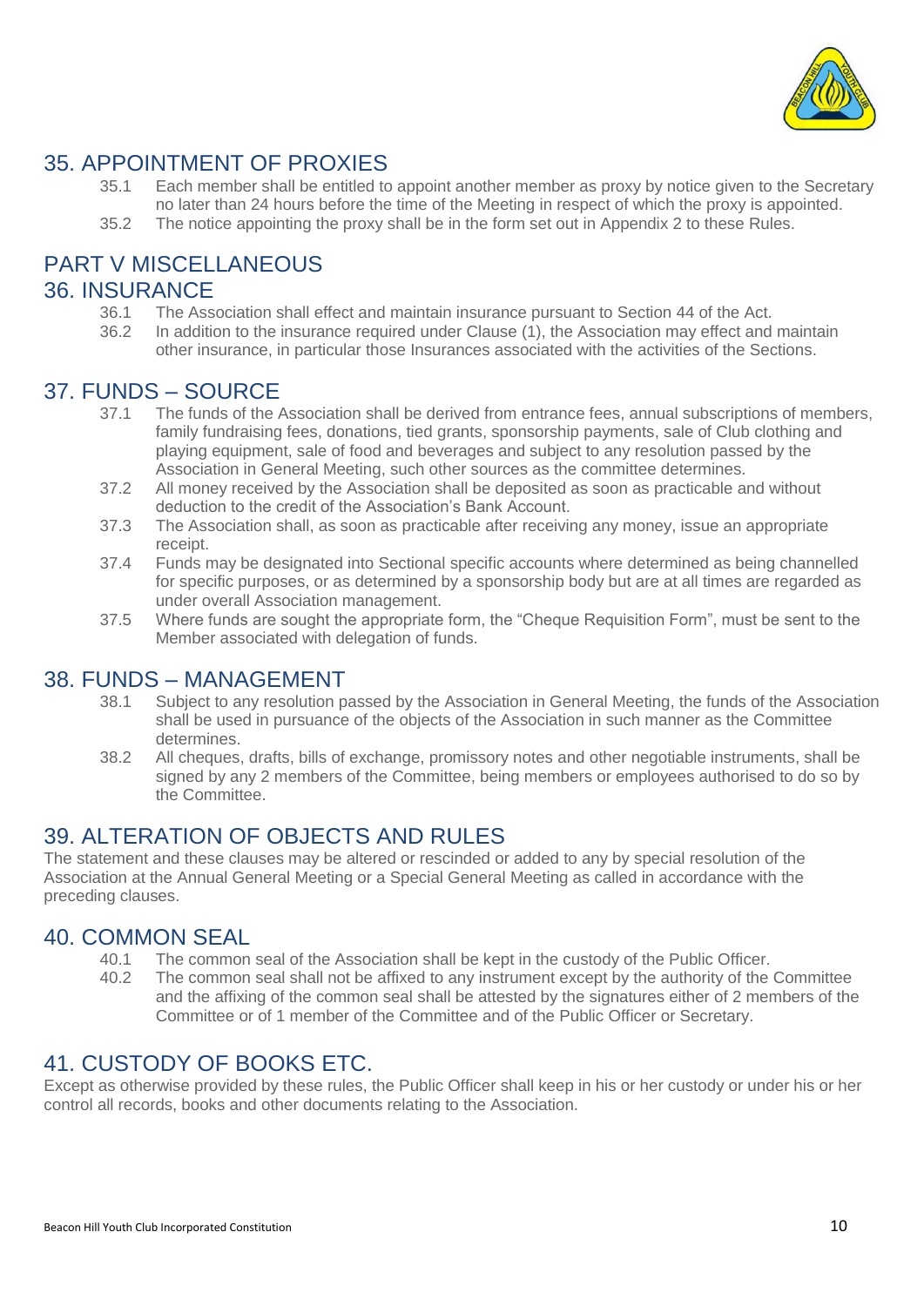## 35. APPOINTMENT OF PROXIES

35.1 Each member shall be entitled to appoint another member as proxy by notice given to the Secretary no later than 24 hours before the time of the Meeting in respect of which the proxy is appointed.

35.2 The notice appointing the proxy shall be in the form set out in Appendix 2 to these Rules.

# PART V MISCELLANEOUS

## 36. INSURANCE

36.1 The Association shall effect and maintain insurance pursuant to Section 44 of the Act.

36.2 In addition to the insurance required under Clause (1), the Association may effect and maintain other insurance, in particular those Insurances associated with the activities of the Sections.

## 37. FUNDS – SOURCE

37.1 The funds of the Association shall be derived from entrance fees, annual subscriptions of members, family fundraising fees, donations, tied grants, sponsorship payments, sale of Club clothing and playing equipment, sale of food and beverages and subject to any resolution passed by the Association in General Meeting, such other sources as the committee determines.

37.2 All money received by the Association shall be deposited as soon as practicable and without deduction to the credit of the Association's Bank Account.

37.3 The Association shall, as soon as practicable after receiving any money, issue an appropriate receipt.

37.4 Funds may be designated into Sectional specific accounts where determined as being channelled for specific purposes, or as determined by a sponsorship body but are at all times are regarded as under overall Association management.

37.5 Where funds are sought the appropriate form, the "Cheque Requisition Form", must be sent to the Member associated with delegation of funds.

## 38. FUNDS – MANAGEMENT

38.1 Subject to any resolution passed by the Association in General Meeting, the funds of the Association shall be used in pursuance of the objects of the Association in such manner as the Committee determines.

38.2 All cheques, drafts, bills of exchange, promissory notes and other negotiable instruments, shall be signed by any 2 members of the Committee, being members or employees authorised to do so by the Committee.

## 39. ALTERATION OF OBJECTS AND RULES

The statement and these clauses may be altered or rescinded or added to any by special resolution of the Association at the Annual General Meeting or a Special General Meeting as called in accordance with the preceding clauses.

## 40. COMMON SEAL

40.1 The common seal of the Association shall be kept in the custody of the Public Officer.

40.2 The common seal shall not be affixed to any instrument except by the authority of the Committee and the affixing of the common seal shall be attested by the signatures either of 2 members of the Committee or of 1 member of the Committee and of the Public Officer or Secretary.

## 41. CUSTODY OF BOOKS ETC.

Except as otherwise provided by these rules, the Public Officer shall keep in his or her custody or under his or her control all records, books and other documents relating to the Association.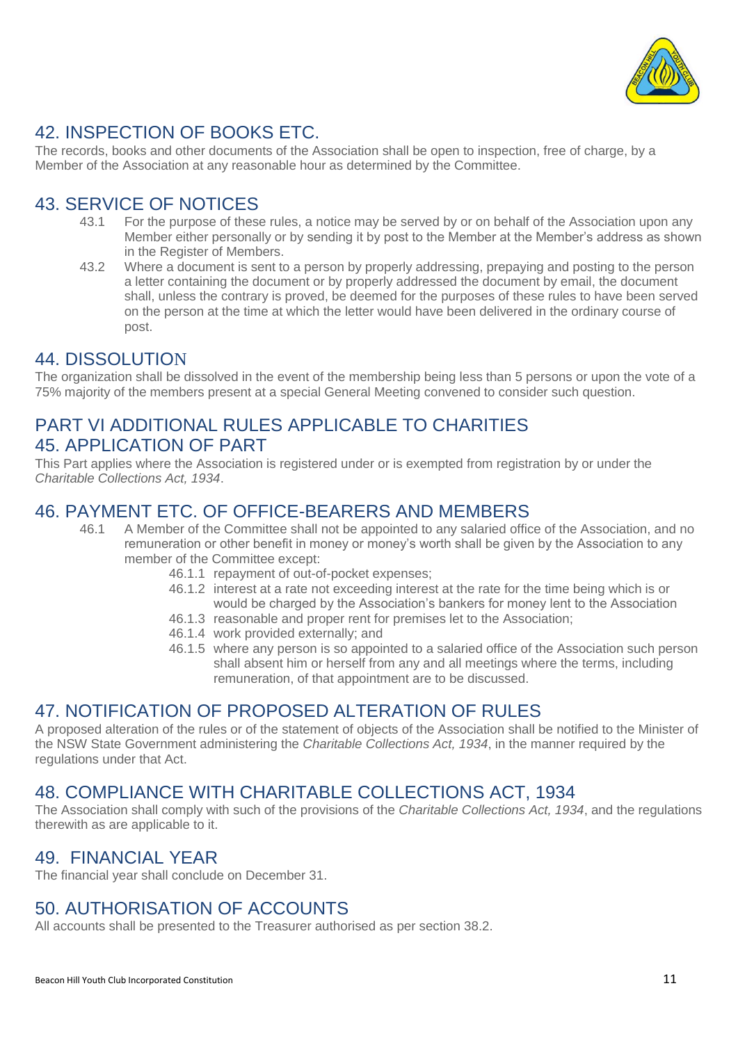## 42. INSPECTION OF BOOKS ETC.

The records, books and other documents of the Association shall be open to inspection, free of charge, by a Member of the Association at any reasonable hour as determined by the Committee.

## 43. SERVICE OF NOTICES

43.1 For the purpose of these rules, a notice may be served by or on behalf of the Association upon any Member either personally or by sending it by post to the Member at the Member's address as shown in the Register of Members.

43.2 Where a document is sent to a person by properly addressing, prepaying and posting to the person a letter containing the document or by properly addressed the document by email, the document shall, unless the contrary is proved, be deemed for the purposes of these rules to have been served on the person at the time at which the letter would have been delivered in the ordinary course of post.

## 44. DISSOLUTION

The organization shall be dissolved in the event of the membership being less than 5 persons or upon the vote of a 75% majority of the members present at a special General Meeting convened to consider such question.

## PART VI ADDITIONAL RULES APPLICABLE TO CHARITIES

## 45. APPLICATION OF PART

This Part applies where the Association is registered under or is exempted from registration by or under the *Charitable Collections Act, 1934*.

## 46. PAYMENT ETC. OF OFFICE-BEARERS AND MEMBERS

46.1 A Member of the Committee shall not be appointed to any salaried office of the Association, and no remuneration or other benefit in money or money's worth shall be given by the Association to any member of the Committee except:

- 46.1.1 repayment of out-of-pocket expenses;
- 46.1.2 interest at a rate not exceeding interest at the rate for the time being which is or would be charged by the Association's bankers for money lent to the Association
- 46.1.3 reasonable and proper rent for premises let to the Association;
- 46.1.4 work provided externally; and
- 46.1.5 where any person is so appointed to a salaried office of the Association such person shall absent him or herself from any and all meetings where the terms, including remuneration, of that appointment are to be discussed.

## 47. NOTIFICATION OF PROPOSED ALTERATION OF RULES

A proposed alteration of the rules or of the statement of objects of the Association shall be notified to the Minister of the NSW State Government administering the *Charitable Collections Act, 1934*, in the manner required by the regulations under that Act.

## 48. COMPLIANCE WITH CHARITABLE COLLECTIONS ACT, 1934

The Association shall comply with such of the provisions of the *Charitable Collections Act, 1934*, and the regulations therewith as are applicable to it.

## 49. FINANCIAL YEAR

The financial year shall conclude on December 31.

## 50. AUTHORISATION OF ACCOUNTS

All accounts shall be presented to the Treasurer authorised as per section 38.2.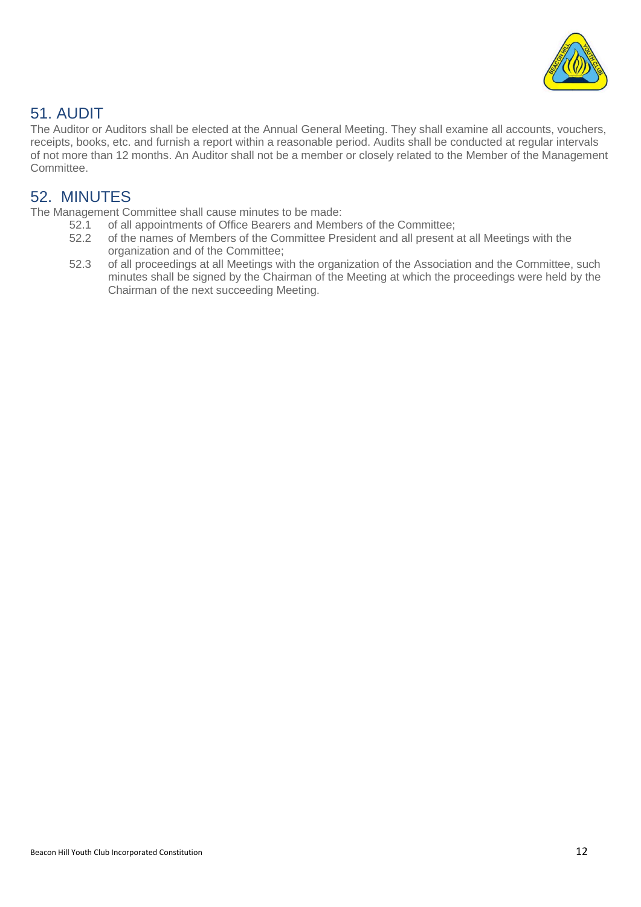## 51. AUDIT

The Auditor or Auditors shall be elected at the Annual General Meeting. They shall examine all accounts, vouchers, receipts, books, etc. and furnish a report within a reasonable period. Audits shall be conducted at regular intervals of not more than 12 months. An Auditor shall not be a member or closely related to the Member of the Management Committee.

## 52. MINUTES

The Management Committee shall cause minutes to be made:

- 52.1 of all appointments of Office Bearers and Members of the Committee;
- 52.2 of the names of Members of the Committee President and all present at all Meetings with the organization and of the Committee;
- 52.3 of all proceedings at all Meetings with the organization of the Association and the Committee, such minutes shall be signed by the Chairman of the Meeting at which the proceedings were held by the Chairman of the next succeeding Meeting.